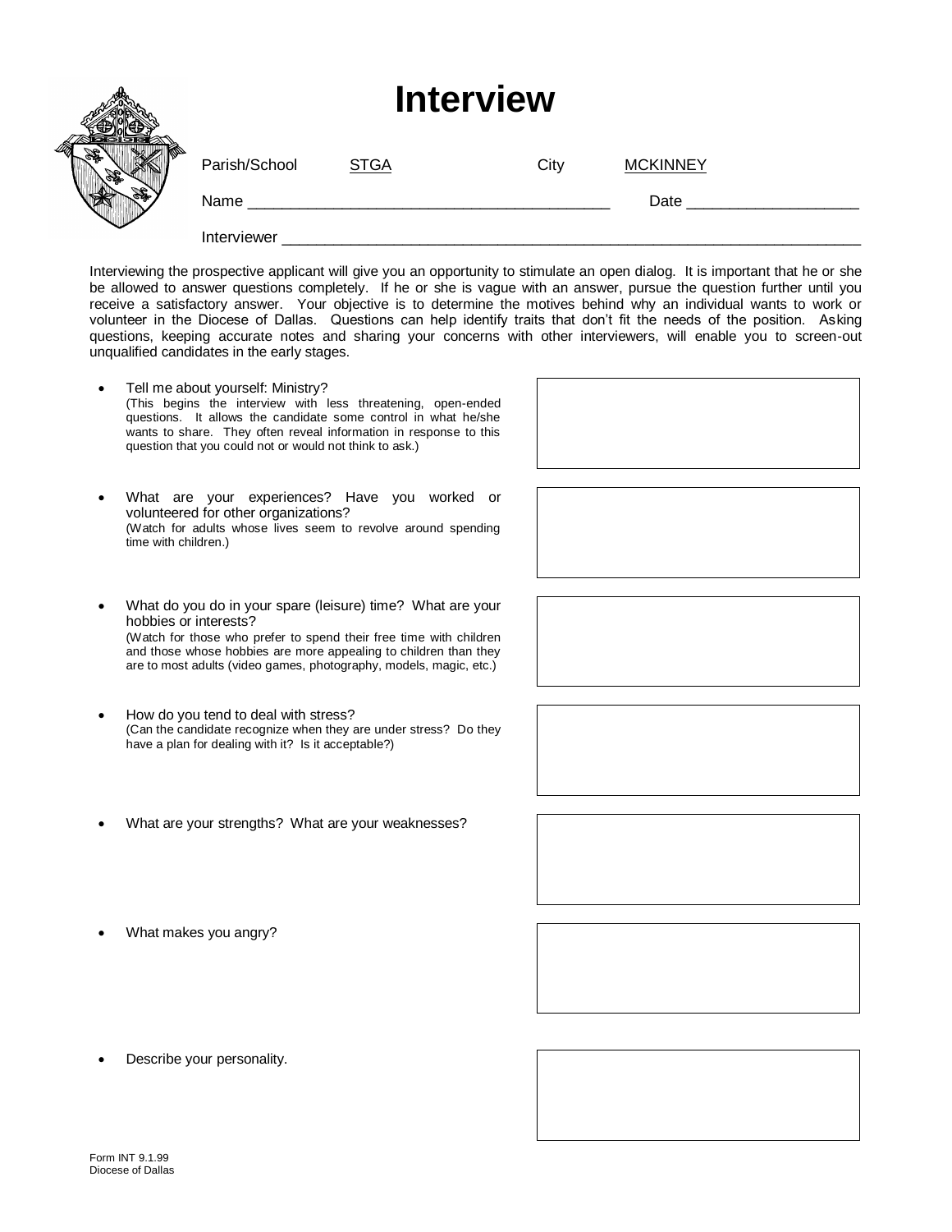# Interview

Parish/School STGA City MCKINNEY

Name __________________________________________ Date ____________________

Interviewer ______________________________________________________________________

Interviewing the prospective applicant will give you an opportunity to stimulate an open dialog. It is important that he or she be allowed to answer questions completely. If he or she is vague with an answer, pursue the question further until you receive a satisfactory answer. Your objective is to determine the motives behind why an individual wants to work or volunteer in the Diocese of Dallas. Questions can help identify traits that don't fit the needs of the position. Asking questions, keeping accurate notes and sharing your concerns with other interviewers, will enable you to screen-out unqualified candidates in the early stages.

- Tell me about yourself: Ministry?
  (This begins the interview with less threatening, open-ended questions. It allows the candidate some control in what he/she wants to share. They often reveal information in response to this question that you could not or would not think to ask.)

- What are your experiences? Have you worked or volunteered for other organizations?
  (Watch for adults whose lives seem to revolve around spending time with children.)

- What do you do in your spare (leisure) time? What are your hobbies or interests?
  (Watch for those who prefer to spend their free time with children and those whose hobbies are more appealing to children than they are to most adults (video games, photography, models, magic, etc.)

- How do you tend to deal with stress?
  (Can the candidate recognize when they are under stress? Do they have a plan for dealing with it? Is it acceptable?)

- What are your strengths? What are your weaknesses?

- What makes you angry?

- Describe your personality.

Form INT 9.1.99
Diocese of Dallas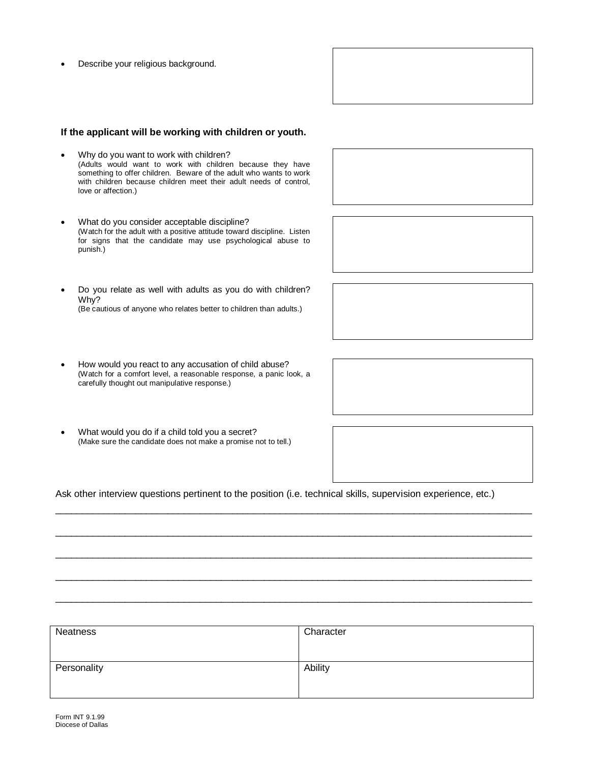- Describe your religious background.

**If the applicant will be working with children or youth.**

- Why do you want to work with children?
  (Adults would want to work with children because they have something to offer children. Beware of the adult who wants to work with children because children meet their adult needs of control, love or affection.)

- What do you consider acceptable discipline?
  (Watch for the adult with a positive attitude toward discipline. Listen for signs that the candidate may use psychological abuse to punish.)

- Do you relate as well with adults as you do with children? Why?
  (Be cautious of anyone who relates better to children than adults.)

- How would you react to any accusation of child abuse?
  (Watch for a comfort level, a reasonable response, a panic look, a carefully thought out manipulative response.)

- What would you do if a child told you a secret?
  (Make sure the candidate does not make a promise not to tell.)

Ask other interview questions pertinent to the position (i.e. technical skills, supervision experience, etc.)

______________________________________________________________________________

______________________________________________________________________________

______________________________________________________________________________

______________________________________________________________________________

______________________________________________________________________________

| | |
|---|---|
| Neatness | Character |
| Personality | Ability |

Form INT 9.1.99
Diocese of Dallas